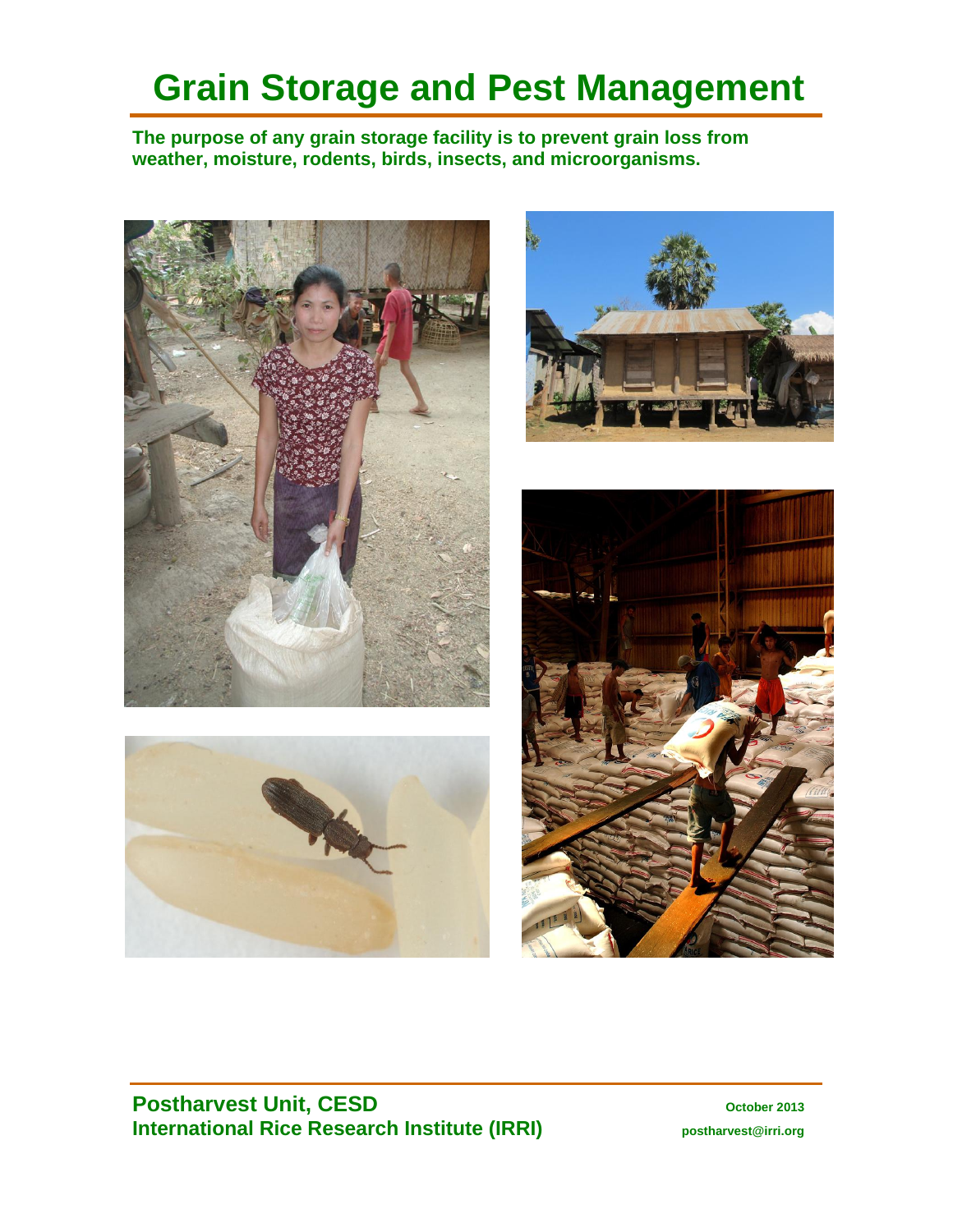# Grain Storage and Pest Management

**The purpose of any grain storage facility is to prevent grain loss from weather, moisture, rodents, birds, insects, and microorganisms.**

**Postharvest Unit, CESD**
**International Rice Research Institute (IRRI)**

**October 2013**
**postharvest@irri.org**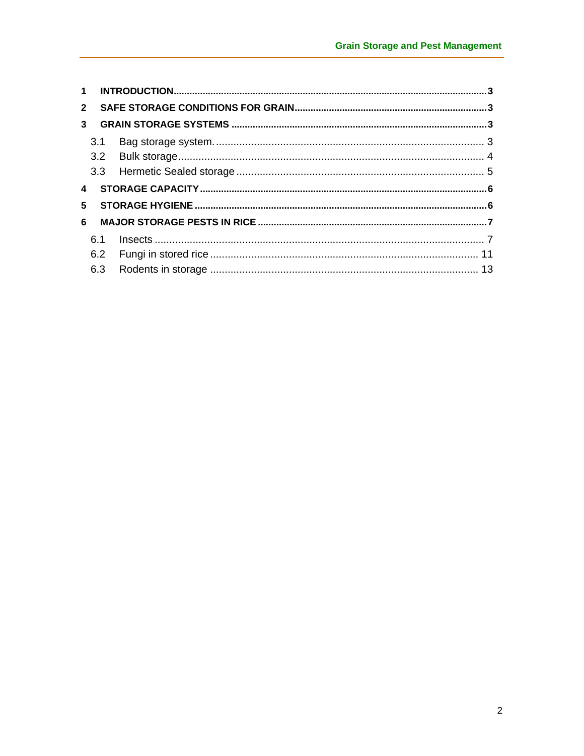1 **INTRODUCTION** ..... 3

2 **SAFE STORAGE CONDITIONS FOR GRAIN** ..... 3

3 **GRAIN STORAGE SYSTEMS** ..... 3

- 3.1 Bag storage system. ..... 3
- 3.2 Bulk storage ..... 4
- 3.3 Hermetic Sealed storage ..... 5

4 **STORAGE CAPACITY** ..... 6

5 **STORAGE HYGIENE** ..... 6

6 **MAJOR STORAGE PESTS IN RICE** ..... 7

- 6.1 Insects ..... 7
- 6.2 Fungi in stored rice ..... 11
- 6.3 Rodents in storage ..... 13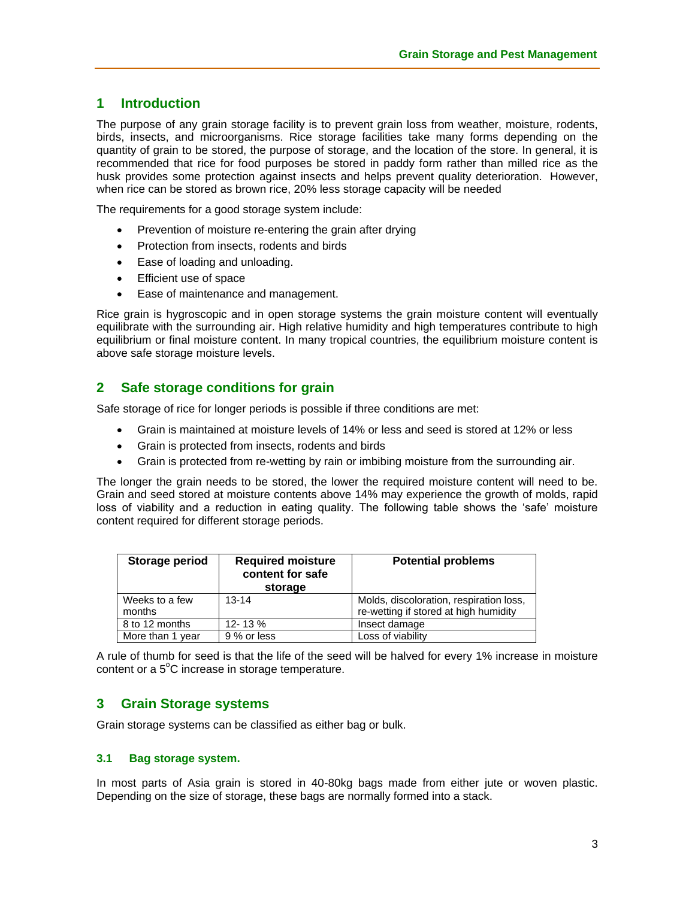## 1 Introduction

The purpose of any grain storage facility is to prevent grain loss from weather, moisture, rodents, birds, insects, and microorganisms. Rice storage facilities take many forms depending on the quantity of grain to be stored, the purpose of storage, and the location of the store. In general, it is recommended that rice for food purposes be stored in paddy form rather than milled rice as the husk provides some protection against insects and helps prevent quality deterioration. However, when rice can be stored as brown rice, 20% less storage capacity will be needed

The requirements for a good storage system include:

- Prevention of moisture re-entering the grain after drying
- Protection from insects, rodents and birds
- Ease of loading and unloading.
- Efficient use of space
- Ease of maintenance and management.

Rice grain is hygroscopic and in open storage systems the grain moisture content will eventually equilibrate with the surrounding air. High relative humidity and high temperatures contribute to high equilibrium or final moisture content. In many tropical countries, the equilibrium moisture content is above safe storage moisture levels.

## 2 Safe storage conditions for grain

Safe storage of rice for longer periods is possible if three conditions are met:

- Grain is maintained at moisture levels of 14% or less and seed is stored at 12% or less
- Grain is protected from insects, rodents and birds
- Grain is protected from re-wetting by rain or imbibing moisture from the surrounding air.

The longer the grain needs to be stored, the lower the required moisture content will need to be. Grain and seed stored at moisture contents above 14% may experience the growth of molds, rapid loss of viability and a reduction in eating quality. The following table shows the 'safe' moisture content required for different storage periods.

| Storage period | Required moisture content for safe storage | Potential problems |
|---|---|---|
| Weeks to a few months | 13-14 | Molds, discoloration, respiration loss, re-wetting if stored at high humidity |
| 8 to 12 months | 12- 13 % | Insect damage |
| More than 1 year | 9 % or less | Loss of viability |

A rule of thumb for seed is that the life of the seed will be halved for every 1% increase in moisture content or a 5$^{o}$C increase in storage temperature.

## 3 Grain Storage systems

Grain storage systems can be classified as either bag or bulk.

### 3.1 Bag storage system.

In most parts of Asia grain is stored in 40-80kg bags made from either jute or woven plastic. Depending on the size of storage, these bags are normally formed into a stack.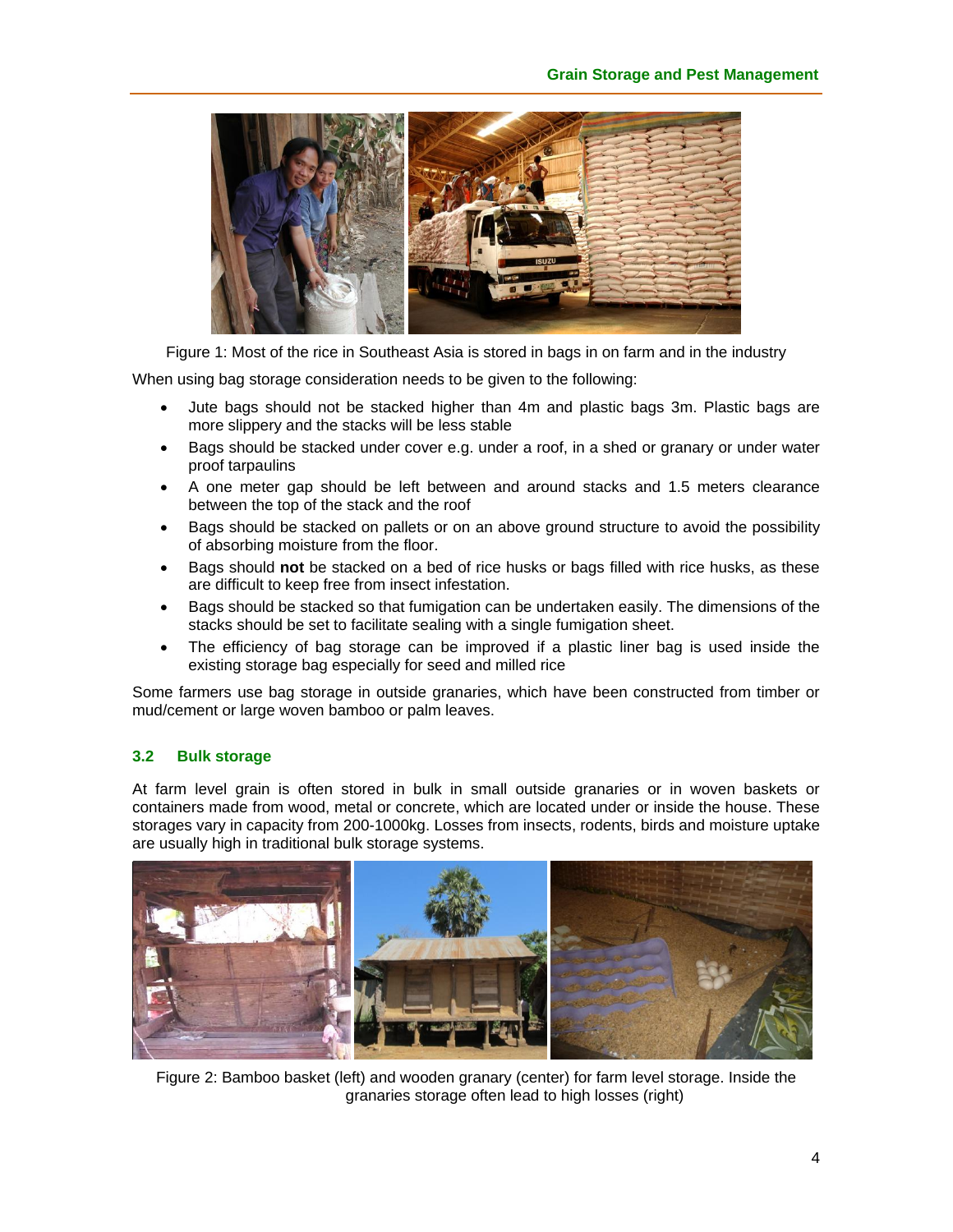Figure 1: Most of the rice in Southeast Asia is stored in bags in on farm and in the industry

When using bag storage consideration needs to be given to the following:

- Jute bags should not be stacked higher than 4m and plastic bags 3m. Plastic bags are more slippery and the stacks will be less stable
- Bags should be stacked under cover e.g. under a roof, in a shed or granary or under water proof tarpaulins
- A one meter gap should be left between and around stacks and 1.5 meters clearance between the top of the stack and the roof
- Bags should be stacked on pallets or on an above ground structure to avoid the possibility of absorbing moisture from the floor.
- Bags should **not** be stacked on a bed of rice husks or bags filled with rice husks, as these are difficult to keep free from insect infestation.
- Bags should be stacked so that fumigation can be undertaken easily. The dimensions of the stacks should be set to facilitate sealing with a single fumigation sheet.
- The efficiency of bag storage can be improved if a plastic liner bag is used inside the existing storage bag especially for seed and milled rice

Some farmers use bag storage in outside granaries, which have been constructed from timber or mud/cement or large woven bamboo or palm leaves.

### 3.2 Bulk storage

At farm level grain is often stored in bulk in small outside granaries or in woven baskets or containers made from wood, metal or concrete, which are located under or inside the house. These storages vary in capacity from 200-1000kg. Losses from insects, rodents, birds and moisture uptake are usually high in traditional bulk storage systems.

Figure 2: Bamboo basket (left) and wooden granary (center) for farm level storage. Inside the granaries storage often lead to high losses (right)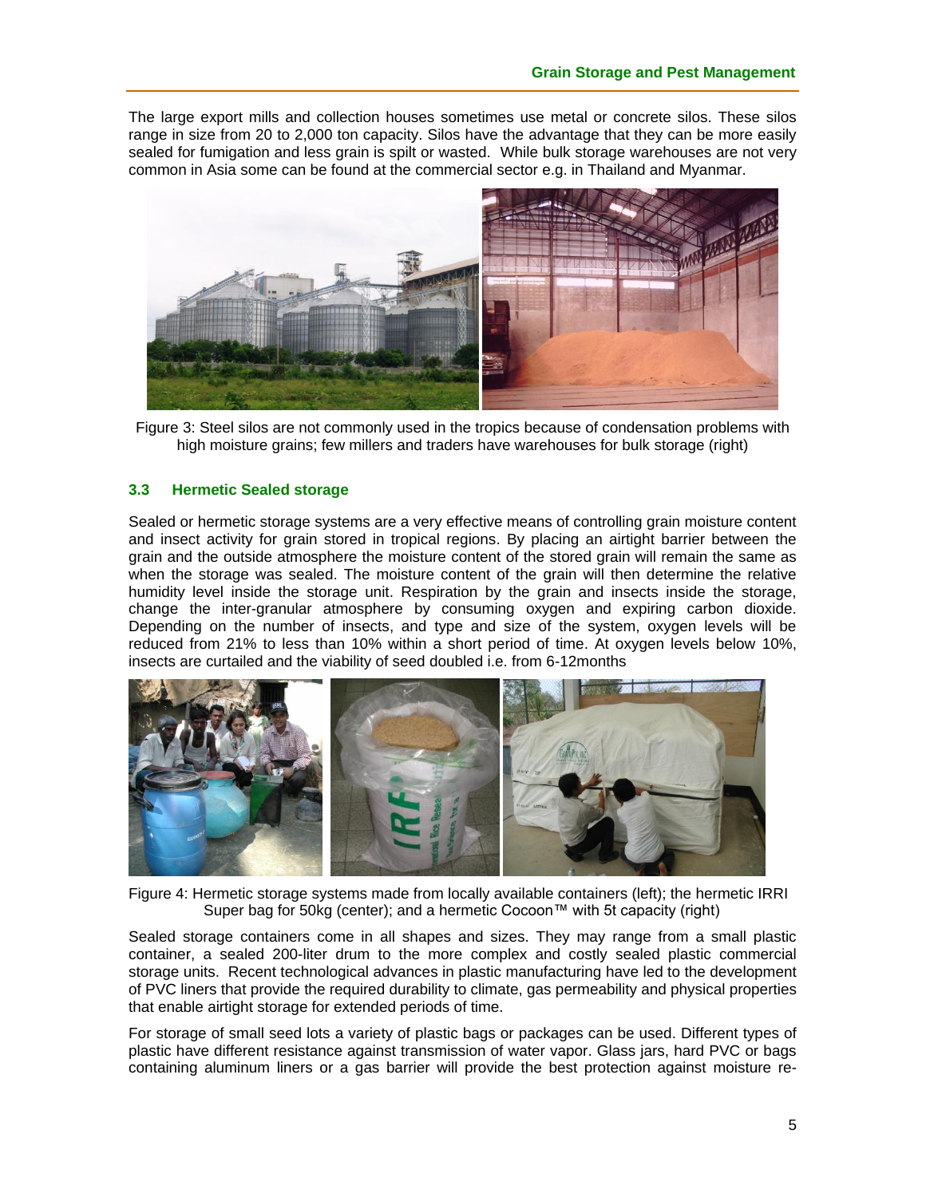The large export mills and collection houses sometimes use metal or concrete silos. These silos range in size from 20 to 2,000 ton capacity. Silos have the advantage that they can be more easily sealed for fumigation and less grain is spilt or wasted. While bulk storage warehouses are not very common in Asia some can be found at the commercial sector e.g. in Thailand and Myanmar.

Figure 3: Steel silos are not commonly used in the tropics because of condensation problems with high moisture grains; few millers and traders have warehouses for bulk storage (right)

### 3.3 Hermetic Sealed storage

Sealed or hermetic storage systems are a very effective means of controlling grain moisture content and insect activity for grain stored in tropical regions. By placing an airtight barrier between the grain and the outside atmosphere the moisture content of the stored grain will remain the same as when the storage was sealed. The moisture content of the grain will then determine the relative humidity level inside the storage unit. Respiration by the grain and insects inside the storage, change the inter-granular atmosphere by consuming oxygen and expiring carbon dioxide. Depending on the number of insects, and type and size of the system, oxygen levels will be reduced from 21% to less than 10% within a short period of time. At oxygen levels below 10%, insects are curtailed and the viability of seed doubled i.e. from 6-12months

Figure 4: Hermetic storage systems made from locally available containers (left); the hermetic IRRI Super bag for 50kg (center); and a hermetic Cocoon™ with 5t capacity (right)

Sealed storage containers come in all shapes and sizes. They may range from a small plastic container, a sealed 200-liter drum to the more complex and costly sealed plastic commercial storage units. Recent technological advances in plastic manufacturing have led to the development of PVC liners that provide the required durability to climate, gas permeability and physical properties that enable airtight storage for extended periods of time.

For storage of small seed lots a variety of plastic bags or packages can be used. Different types of plastic have different resistance against transmission of water vapor. Glass jars, hard PVC or bags containing aluminum liners or a gas barrier will provide the best protection against moisture re-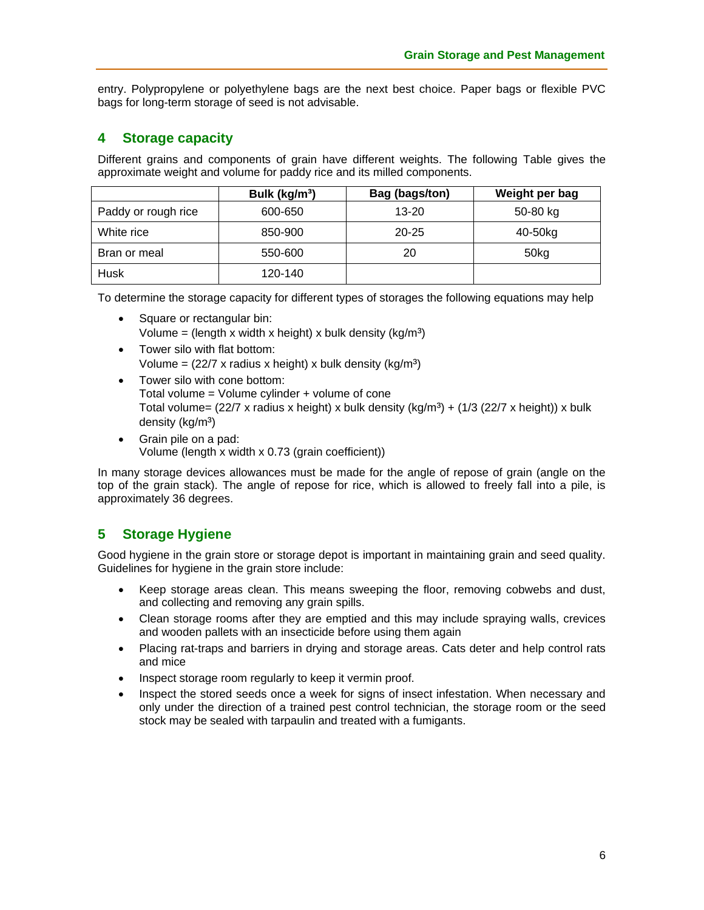entry. Polypropylene or polyethylene bags are the next best choice. Paper bags or flexible PVC bags for long-term storage of seed is not advisable.

## 4 Storage capacity

Different grains and components of grain have different weights. The following Table gives the approximate weight and volume for paddy rice and its milled components.

| | Bulk (kg/m³) | Bag (bags/ton) | Weight per bag |
|---|---|---|---|
| Paddy or rough rice | 600-650 | 13-20 | 50-80 kg |
| White rice | 850-900 | 20-25 | 40-50kg |
| Bran or meal | 550-600 | 20 | 50kg |
| Husk | 120-140 | | |

To determine the storage capacity for different types of storages the following equations may help

- Square or rectangular bin:
  Volume = (length x width x height) x bulk density (kg/m³)
- Tower silo with flat bottom:
  Volume = (22/7 x radius x height) x bulk density (kg/m³)
- Tower silo with cone bottom:
  Total volume = Volume cylinder + volume of cone
  Total volume= (22/7 x radius x height) x bulk density (kg/m³) + (1/3 (22/7 x height)) x bulk density (kg/m³)
- Grain pile on a pad:
  Volume (length x width x 0.73 (grain coefficient))

In many storage devices allowances must be made for the angle of repose of grain (angle on the top of the grain stack). The angle of repose for rice, which is allowed to freely fall into a pile, is approximately 36 degrees.

## 5 Storage Hygiene

Good hygiene in the grain store or storage depot is important in maintaining grain and seed quality. Guidelines for hygiene in the grain store include:

- Keep storage areas clean. This means sweeping the floor, removing cobwebs and dust, and collecting and removing any grain spills.
- Clean storage rooms after they are emptied and this may include spraying walls, crevices and wooden pallets with an insecticide before using them again
- Placing rat-traps and barriers in drying and storage areas. Cats deter and help control rats and mice
- Inspect storage room regularly to keep it vermin proof.
- Inspect the stored seeds once a week for signs of insect infestation. When necessary and only under the direction of a trained pest control technician, the storage room or the seed stock may be sealed with tarpaulin and treated with a fumigants.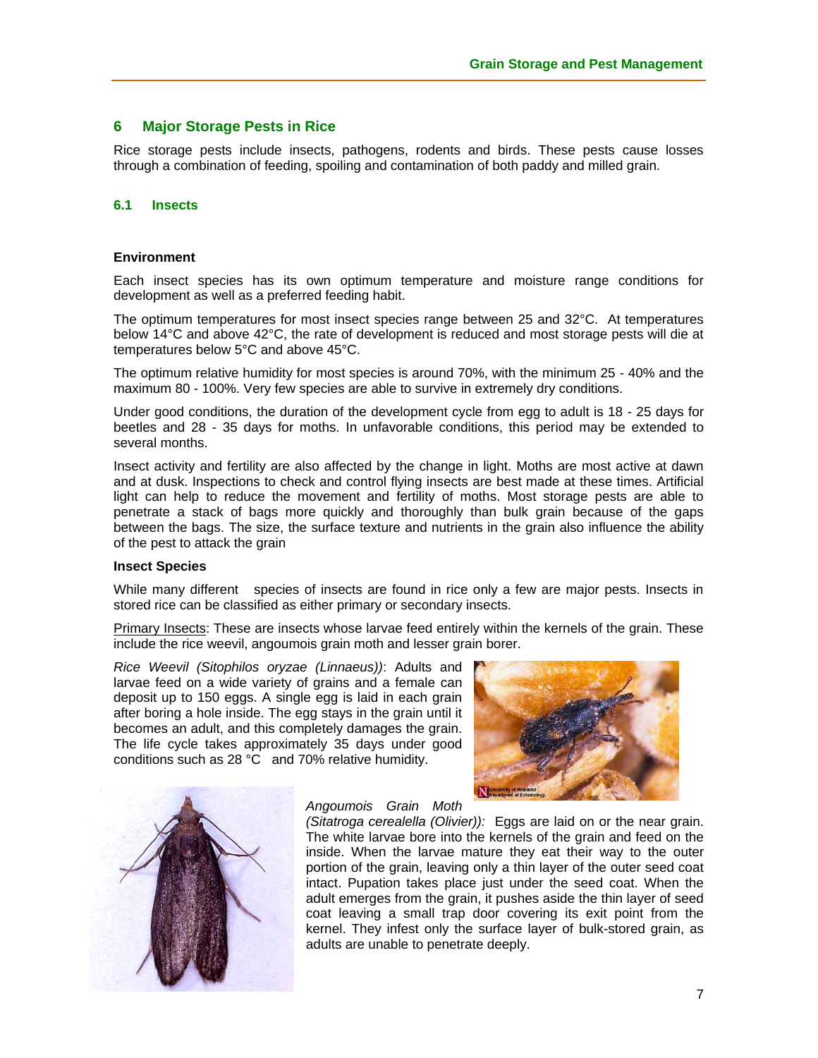## 6 Major Storage Pests in Rice

Rice storage pests include insects, pathogens, rodents and birds. These pests cause losses through a combination of feeding, spoiling and contamination of both paddy and milled grain.

### 6.1 Insects

**Environment**

Each insect species has its own optimum temperature and moisture range conditions for development as well as a preferred feeding habit.

The optimum temperatures for most insect species range between 25 and 32°C. At temperatures below 14°C and above 42°C, the rate of development is reduced and most storage pests will die at temperatures below 5°C and above 45°C.

The optimum relative humidity for most species is around 70%, with the minimum 25 - 40% and the maximum 80 - 100%. Very few species are able to survive in extremely dry conditions.

Under good conditions, the duration of the development cycle from egg to adult is 18 - 25 days for beetles and 28 - 35 days for moths. In unfavorable conditions, this period may be extended to several months.

Insect activity and fertility are also affected by the change in light. Moths are most active at dawn and at dusk. Inspections to check and control flying insects are best made at these times. Artificial light can help to reduce the movement and fertility of moths. Most storage pests are able to penetrate a stack of bags more quickly and thoroughly than bulk grain because of the gaps between the bags. The size, the surface texture and nutrients in the grain also influence the ability of the pest to attack the grain

**Insect Species**

While many different species of insects are found in rice only a few are major pests. Insects in stored rice can be classified as either primary or secondary insects.

Primary Insects: These are insects whose larvae feed entirely within the kernels of the grain. These include the rice weevil, angoumois grain moth and lesser grain borer.

*Rice Weevil (Sitophilos oryzae (Linnaeus))*: Adults and larvae feed on a wide variety of grains and a female can deposit up to 150 eggs. A single egg is laid in each grain after boring a hole inside. The egg stays in the grain until it becomes an adult, and this completely damages the grain. The life cycle takes approximately 35 days under good conditions such as 28 °C and 70% relative humidity.

*Angoumois Grain Moth (Sitatroga cerealella (Olivier)):* Eggs are laid on or the near grain. The white larvae bore into the kernels of the grain and feed on the inside. When the larvae mature they eat their way to the outer portion of the grain, leaving only a thin layer of the outer seed coat intact. Pupation takes place just under the seed coat. When the adult emerges from the grain, it pushes aside the thin layer of seed coat leaving a small trap door covering its exit point from the kernel. They infest only the surface layer of bulk-stored grain, as adults are unable to penetrate deeply.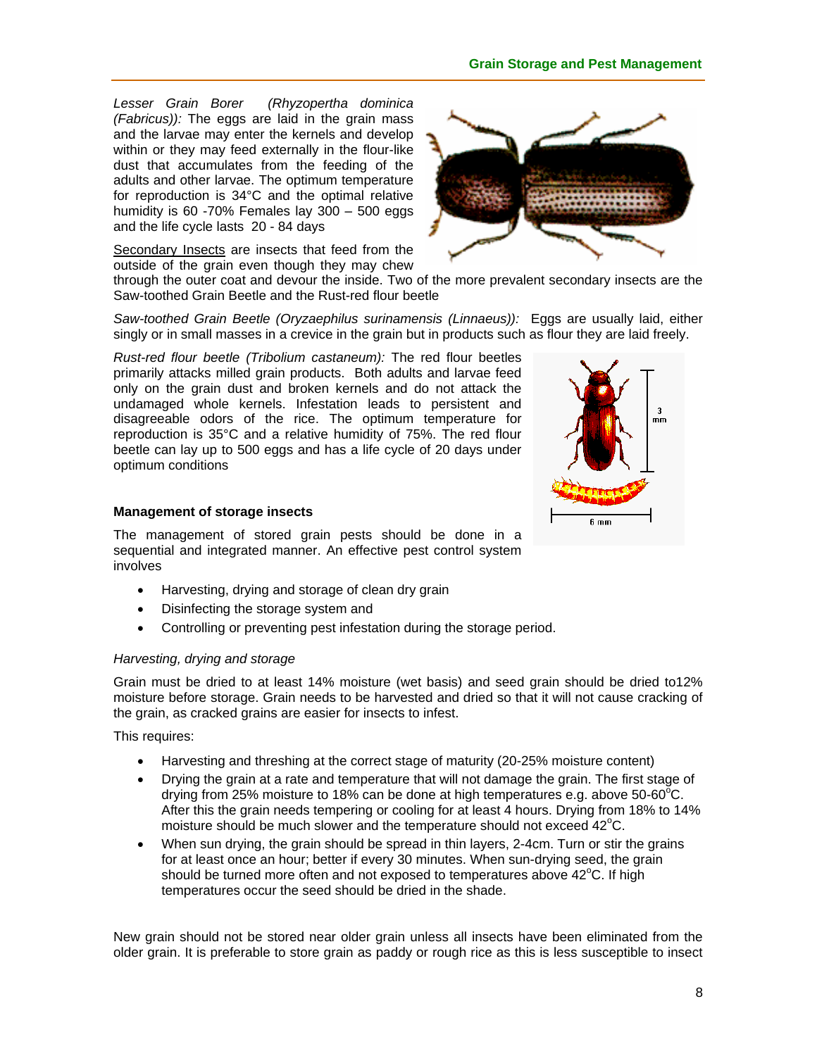*Lesser Grain Borer (Rhyzopertha dominica (Fabricus)):* The eggs are laid in the grain mass and the larvae may enter the kernels and develop within or they may feed externally in the flour-like dust that accumulates from the feeding of the adults and other larvae. The optimum temperature for reproduction is 34°C and the optimal relative humidity is 60 -70% Females lay 300 – 500 eggs and the life cycle lasts 20 - 84 days

Secondary Insects are insects that feed from the outside of the grain even though they may chew through the outer coat and devour the inside. Two of the more prevalent secondary insects are the Saw-toothed Grain Beetle and the Rust-red flour beetle

*Saw-toothed Grain Beetle (Oryzaephilus surinamensis (Linnaeus)):* Eggs are usually laid, either singly or in small masses in a crevice in the grain but in products such as flour they are laid freely.

*Rust-red flour beetle (Tribolium castaneum):* The red flour beetles primarily attacks milled grain products. Both adults and larvae feed only on the grain dust and broken kernels and do not attack the undamaged whole kernels. Infestation leads to persistent and disagreeable odors of the rice. The optimum temperature for reproduction is 35°C and a relative humidity of 75%. The red flour beetle can lay up to 500 eggs and has a life cycle of 20 days under optimum conditions

**Management of storage insects**

The management of stored grain pests should be done in a sequential and integrated manner. An effective pest control system involves

- Harvesting, drying and storage of clean dry grain
- Disinfecting the storage system and
- Controlling or preventing pest infestation during the storage period.

*Harvesting, drying and storage*

Grain must be dried to at least 14% moisture (wet basis) and seed grain should be dried to12% moisture before storage. Grain needs to be harvested and dried so that it will not cause cracking of the grain, as cracked grains are easier for insects to infest.

This requires:

- Harvesting and threshing at the correct stage of maturity (20-25% moisture content)
- Drying the grain at a rate and temperature that will not damage the grain. The first stage of drying from 25% moisture to 18% can be done at high temperatures e.g. above 50-60°C. After this the grain needs tempering or cooling for at least 4 hours. Drying from 18% to 14% moisture should be much slower and the temperature should not exceed 42°C.
- When sun drying, the grain should be spread in thin layers, 2-4cm. Turn or stir the grains for at least once an hour; better if every 30 minutes. When sun-drying seed, the grain should be turned more often and not exposed to temperatures above 42°C. If high temperatures occur the seed should be dried in the shade.

New grain should not be stored near older grain unless all insects have been eliminated from the older grain. It is preferable to store grain as paddy or rough rice as this is less susceptible to insect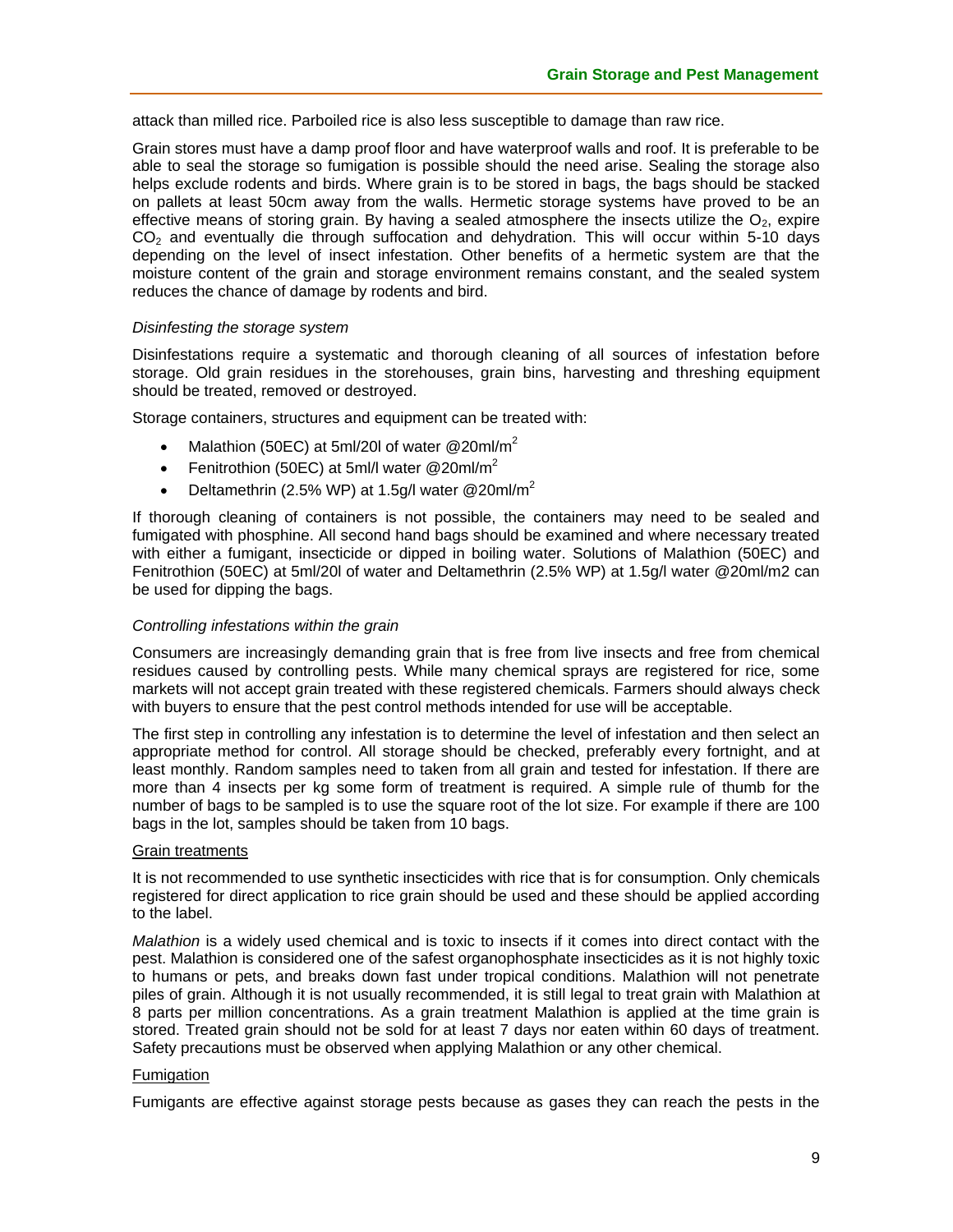attack than milled rice. Parboiled rice is also less susceptible to damage than raw rice.

Grain stores must have a damp proof floor and have waterproof walls and roof. It is preferable to be able to seal the storage so fumigation is possible should the need arise. Sealing the storage also helps exclude rodents and birds. Where grain is to be stored in bags, the bags should be stacked on pallets at least 50cm away from the walls. Hermetic storage systems have proved to be an effective means of storing grain. By having a sealed atmosphere the insects utilize the $O_2$, expire $CO_2$ and eventually die through suffocation and dehydration. This will occur within 5-10 days depending on the level of insect infestation. Other benefits of a hermetic system are that the moisture content of the grain and storage environment remains constant, and the sealed system reduces the chance of damage by rodents and bird.

*Disinfesting the storage system*

Disinfestations require a systematic and thorough cleaning of all sources of infestation before storage. Old grain residues in the storehouses, grain bins, harvesting and threshing equipment should be treated, removed or destroyed.

Storage containers, structures and equipment can be treated with:

- Malathion (50EC) at 5ml/20l of water @20ml/$m^2$
- Fenitrothion (50EC) at 5ml/l water @20ml/$m^2$
- Deltamethrin (2.5% WP) at 1.5g/l water @20ml/$m^2$

If thorough cleaning of containers is not possible, the containers may need to be sealed and fumigated with phosphine. All second hand bags should be examined and where necessary treated with either a fumigant, insecticide or dipped in boiling water. Solutions of Malathion (50EC) and Fenitrothion (50EC) at 5ml/20l of water and Deltamethrin (2.5% WP) at 1.5g/l water @20ml/m2 can be used for dipping the bags.

*Controlling infestations within the grain*

Consumers are increasingly demanding grain that is free from live insects and free from chemical residues caused by controlling pests. While many chemical sprays are registered for rice, some markets will not accept grain treated with these registered chemicals. Farmers should always check with buyers to ensure that the pest control methods intended for use will be acceptable.

The first step in controlling any infestation is to determine the level of infestation and then select an appropriate method for control. All storage should be checked, preferably every fortnight, and at least monthly. Random samples need to taken from all grain and tested for infestation. If there are more than 4 insects per kg some form of treatment is required. A simple rule of thumb for the number of bags to be sampled is to use the square root of the lot size. For example if there are 100 bags in the lot, samples should be taken from 10 bags.

<u>Grain treatments</u>

It is not recommended to use synthetic insecticides with rice that is for consumption. Only chemicals registered for direct application to rice grain should be used and these should be applied according to the label.

*Malathion* is a widely used chemical and is toxic to insects if it comes into direct contact with the pest. Malathion is considered one of the safest organophosphate insecticides as it is not highly toxic to humans or pets, and breaks down fast under tropical conditions. Malathion will not penetrate piles of grain. Although it is not usually recommended, it is still legal to treat grain with Malathion at 8 parts per million concentrations. As a grain treatment Malathion is applied at the time grain is stored. Treated grain should not be sold for at least 7 days nor eaten within 60 days of treatment. Safety precautions must be observed when applying Malathion or any other chemical.

<u>Fumigation</u>

Fumigants are effective against storage pests because as gases they can reach the pests in the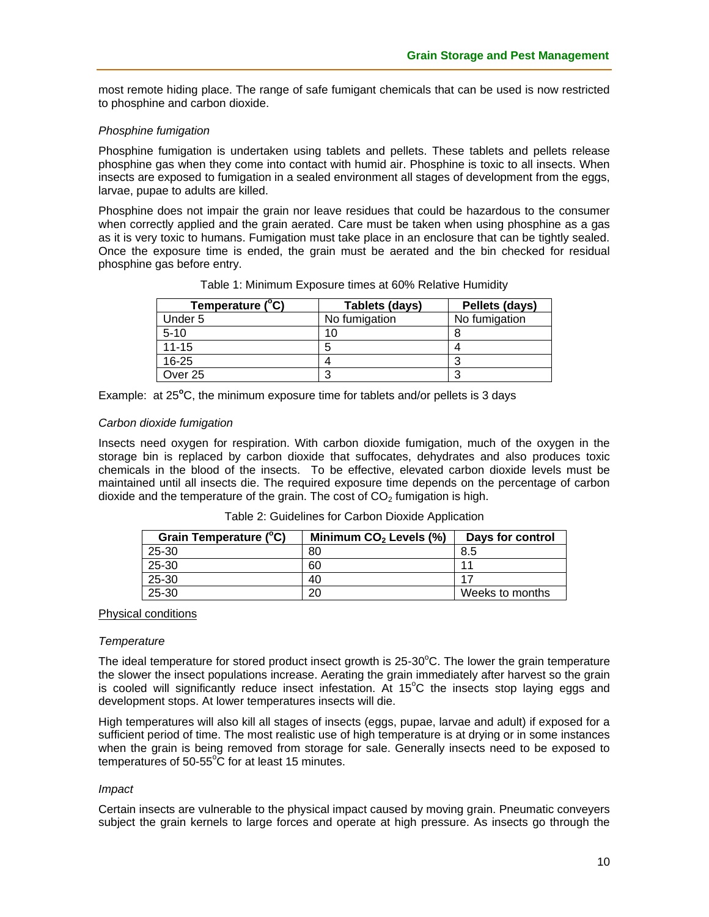most remote hiding place. The range of safe fumigant chemicals that can be used is now restricted to phosphine and carbon dioxide.

*Phosphine fumigation*

Phosphine fumigation is undertaken using tablets and pellets. These tablets and pellets release phosphine gas when they come into contact with humid air. Phosphine is toxic to all insects. When insects are exposed to fumigation in a sealed environment all stages of development from the eggs, larvae, pupae to adults are killed.

Phosphine does not impair the grain nor leave residues that could be hazardous to the consumer when correctly applied and the grain aerated. Care must be taken when using phosphine as a gas as it is very toxic to humans. Fumigation must take place in an enclosure that can be tightly sealed. Once the exposure time is ended, the grain must be aerated and the bin checked for residual phosphine gas before entry.

Table 1: Minimum Exposure times at 60% Relative Humidity

| Temperature (°C) | Tablets (days) | Pellets (days) |
|---|---|---|
| Under 5 | No fumigation | No fumigation |
| 5-10 | 10 | 8 |
| 11-15 | 5 | 4 |
| 16-25 | 4 | 3 |
| Over 25 | 3 | 3 |

Example: at 25°C, the minimum exposure time for tablets and/or pellets is 3 days

*Carbon dioxide fumigation*

Insects need oxygen for respiration. With carbon dioxide fumigation, much of the oxygen in the storage bin is replaced by carbon dioxide that suffocates, dehydrates and also produces toxic chemicals in the blood of the insects. To be effective, elevated carbon dioxide levels must be maintained until all insects die. The required exposure time depends on the percentage of carbon dioxide and the temperature of the grain. The cost of $CO_2$ fumigation is high.

Table 2: Guidelines for Carbon Dioxide Application

| Grain Temperature (°C) | Minimum $CO_2$ Levels (%) | Days for control |
|---|---|---|
| 25-30 | 80 | 8.5 |
| 25-30 | 60 | 11 |
| 25-30 | 40 | 17 |
| 25-30 | 20 | Weeks to months |

Physical conditions

*Temperature*

The ideal temperature for stored product insect growth is 25-30°C. The lower the grain temperature the slower the insect populations increase. Aerating the grain immediately after harvest so the grain is cooled will significantly reduce insect infestation. At 15°C the insects stop laying eggs and development stops. At lower temperatures insects will die.

High temperatures will also kill all stages of insects (eggs, pupae, larvae and adult) if exposed for a sufficient period of time. The most realistic use of high temperature is at drying or in some instances when the grain is being removed from storage for sale. Generally insects need to be exposed to temperatures of 50-55°C for at least 15 minutes.

*Impact*

Certain insects are vulnerable to the physical impact caused by moving grain. Pneumatic conveyers subject the grain kernels to large forces and operate at high pressure. As insects go through the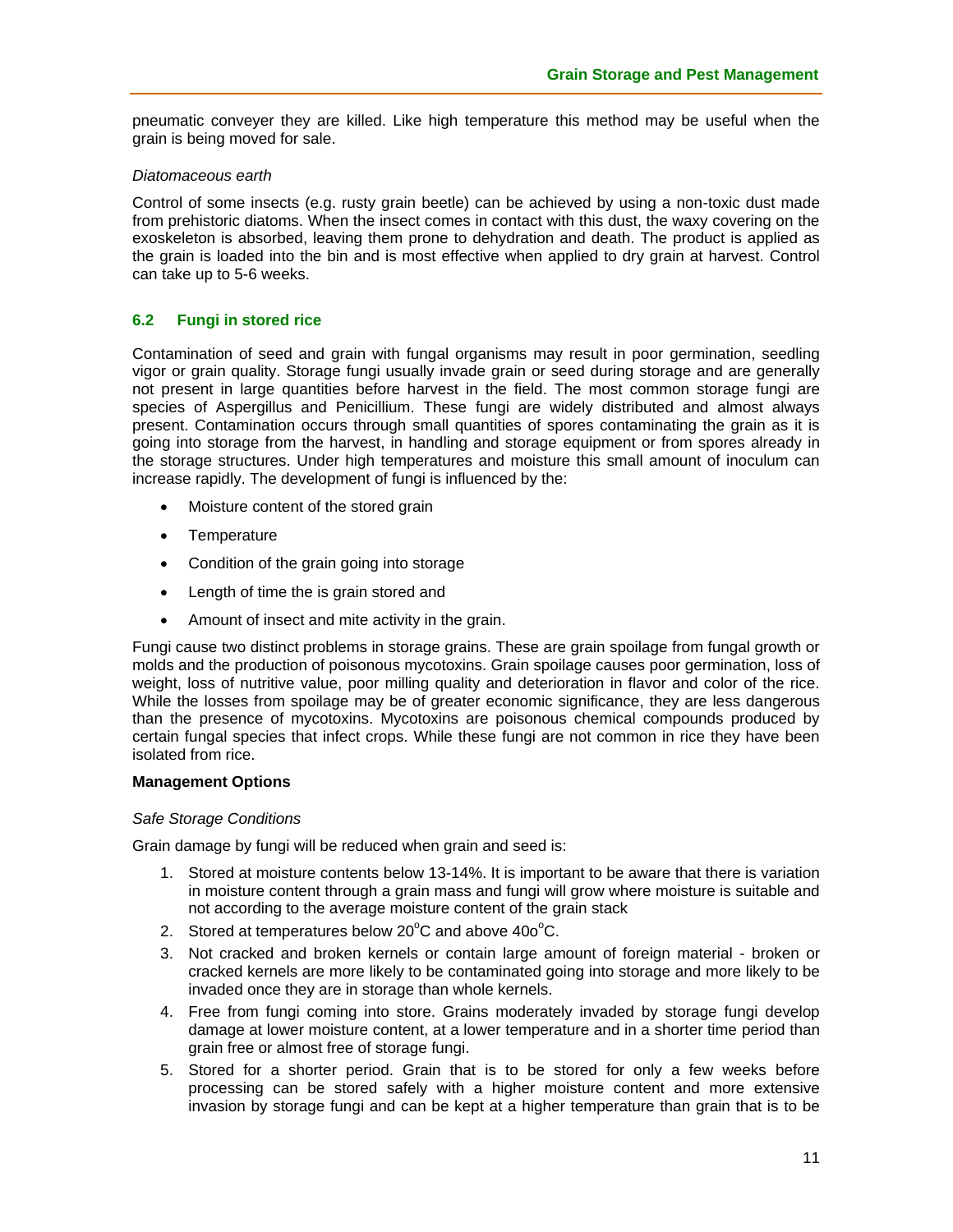pneumatic conveyer they are killed. Like high temperature this method may be useful when the grain is being moved for sale.

*Diatomaceous earth*

Control of some insects (e.g. rusty grain beetle) can be achieved by using a non-toxic dust made from prehistoric diatoms. When the insect comes in contact with this dust, the waxy covering on the exoskeleton is absorbed, leaving them prone to dehydration and death. The product is applied as the grain is loaded into the bin and is most effective when applied to dry grain at harvest. Control can take up to 5-6 weeks.

## 6.2 Fungi in stored rice

Contamination of seed and grain with fungal organisms may result in poor germination, seedling vigor or grain quality. Storage fungi usually invade grain or seed during storage and are generally not present in large quantities before harvest in the field. The most common storage fungi are species of Aspergillus and Penicillium. These fungi are widely distributed and almost always present. Contamination occurs through small quantities of spores contaminating the grain as it is going into storage from the harvest, in handling and storage equipment or from spores already in the storage structures. Under high temperatures and moisture this small amount of inoculum can increase rapidly. The development of fungi is influenced by the:

- Moisture content of the stored grain
- Temperature
- Condition of the grain going into storage
- Length of time the is grain stored and
- Amount of insect and mite activity in the grain.

Fungi cause two distinct problems in storage grains. These are grain spoilage from fungal growth or molds and the production of poisonous mycotoxins. Grain spoilage causes poor germination, loss of weight, loss of nutritive value, poor milling quality and deterioration in flavor and color of the rice. While the losses from spoilage may be of greater economic significance, they are less dangerous than the presence of mycotoxins. Mycotoxins are poisonous chemical compounds produced by certain fungal species that infect crops. While these fungi are not common in rice they have been isolated from rice.

**Management Options**

*Safe Storage Conditions*

Grain damage by fungi will be reduced when grain and seed is:

1. Stored at moisture contents below 13-14%. It is important to be aware that there is variation in moisture content through a grain mass and fungi will grow where moisture is suitable and not according to the average moisture content of the grain stack
2. Stored at temperatures below 20°C and above 40o°C.
3. Not cracked and broken kernels or contain large amount of foreign material - broken or cracked kernels are more likely to be contaminated going into storage and more likely to be invaded once they are in storage than whole kernels.
4. Free from fungi coming into store. Grains moderately invaded by storage fungi develop damage at lower moisture content, at a lower temperature and in a shorter time period than grain free or almost free of storage fungi.
5. Stored for a shorter period. Grain that is to be stored for only a few weeks before processing can be stored safely with a higher moisture content and more extensive invasion by storage fungi and can be kept at a higher temperature than grain that is to be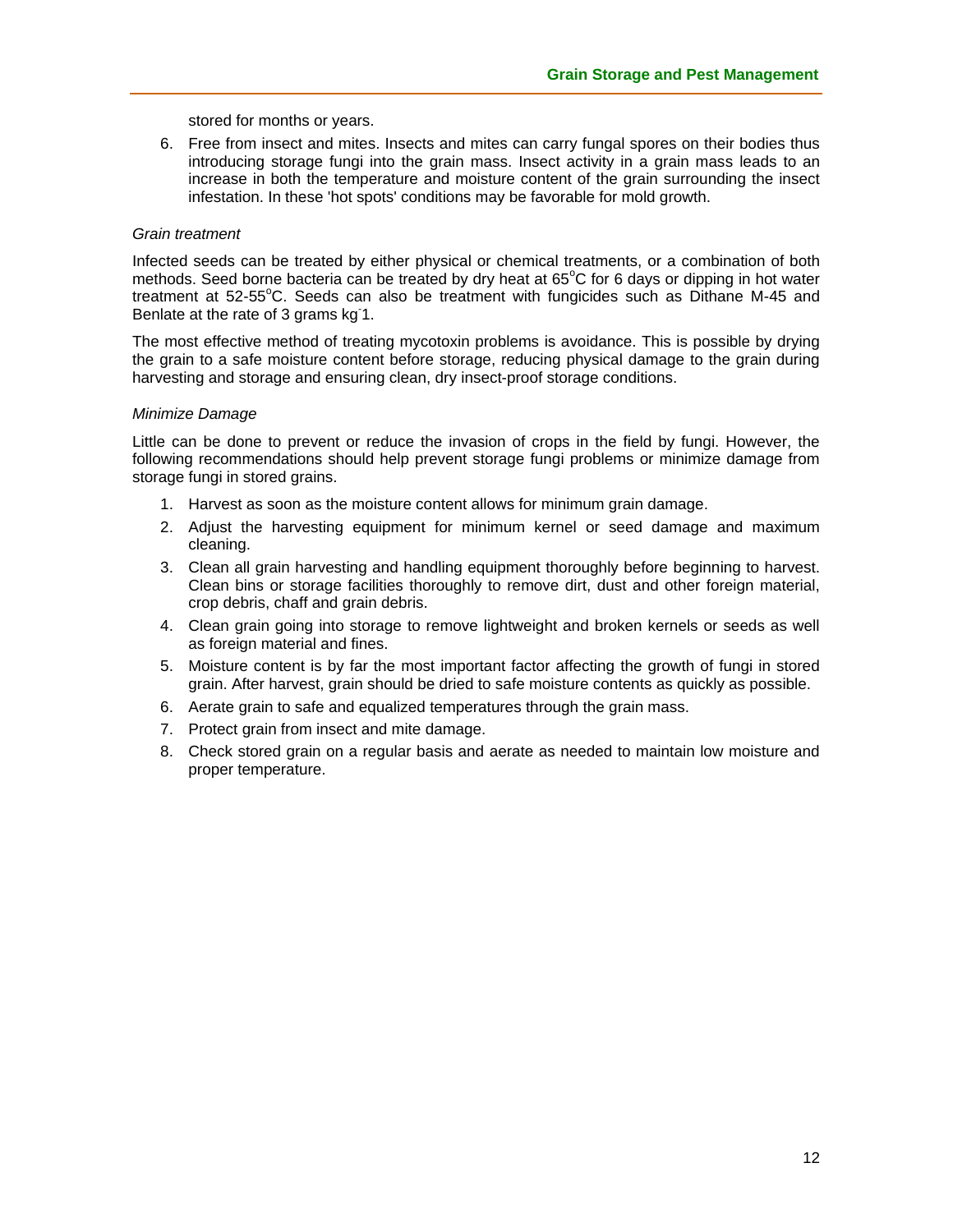stored for months or years.

6. Free from insect and mites. Insects and mites can carry fungal spores on their bodies thus introducing storage fungi into the grain mass. Insect activity in a grain mass leads to an increase in both the temperature and moisture content of the grain surrounding the insect infestation. In these 'hot spots' conditions may be favorable for mold growth.

*Grain treatment*

Infected seeds can be treated by either physical or chemical treatments, or a combination of both methods. Seed borne bacteria can be treated by dry heat at 65$^{o}$C for 6 days or dipping in hot water treatment at 52-55$^{o}$C. Seeds can also be treatment with fungicides such as Dithane M-45 and Benlate at the rate of 3 grams kg$^{-}$1.

The most effective method of treating mycotoxin problems is avoidance. This is possible by drying the grain to a safe moisture content before storage, reducing physical damage to the grain during harvesting and storage and ensuring clean, dry insect-proof storage conditions.

*Minimize Damage*

Little can be done to prevent or reduce the invasion of crops in the field by fungi. However, the following recommendations should help prevent storage fungi problems or minimize damage from storage fungi in stored grains.

1. Harvest as soon as the moisture content allows for minimum grain damage.
2. Adjust the harvesting equipment for minimum kernel or seed damage and maximum cleaning.
3. Clean all grain harvesting and handling equipment thoroughly before beginning to harvest. Clean bins or storage facilities thoroughly to remove dirt, dust and other foreign material, crop debris, chaff and grain debris.
4. Clean grain going into storage to remove lightweight and broken kernels or seeds as well as foreign material and fines.
5. Moisture content is by far the most important factor affecting the growth of fungi in stored grain. After harvest, grain should be dried to safe moisture contents as quickly as possible.
6. Aerate grain to safe and equalized temperatures through the grain mass.
7. Protect grain from insect and mite damage.
8. Check stored grain on a regular basis and aerate as needed to maintain low moisture and proper temperature.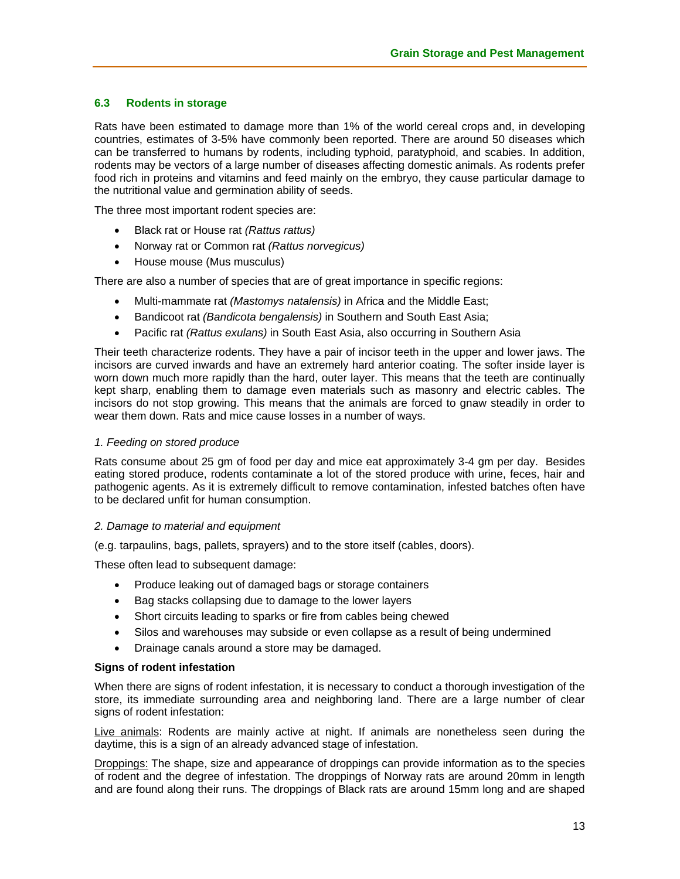### 6.3 Rodents in storage

Rats have been estimated to damage more than 1% of the world cereal crops and, in developing countries, estimates of 3-5% have commonly been reported. There are around 50 diseases which can be transferred to humans by rodents, including typhoid, paratyphoid, and scabies. In addition, rodents may be vectors of a large number of diseases affecting domestic animals. As rodents prefer food rich in proteins and vitamins and feed mainly on the embryo, they cause particular damage to the nutritional value and germination ability of seeds.

The three most important rodent species are:

- Black rat or House rat *(Rattus rattus)*
- Norway rat or Common rat *(Rattus norvegicus)*
- House mouse (Mus musculus)

There are also a number of species that are of great importance in specific regions:

- Multi-mammate rat *(Mastomys natalensis)* in Africa and the Middle East;
- Bandicoot rat *(Bandicota bengalensis)* in Southern and South East Asia;
- Pacific rat *(Rattus exulans)* in South East Asia, also occurring in Southern Asia

Their teeth characterize rodents. They have a pair of incisor teeth in the upper and lower jaws. The incisors are curved inwards and have an extremely hard anterior coating. The softer inside layer is worn down much more rapidly than the hard, outer layer. This means that the teeth are continually kept sharp, enabling them to damage even materials such as masonry and electric cables. The incisors do not stop growing. This means that the animals are forced to gnaw steadily in order to wear them down. Rats and mice cause losses in a number of ways.

*1. Feeding on stored produce*

Rats consume about 25 gm of food per day and mice eat approximately 3-4 gm per day. Besides eating stored produce, rodents contaminate a lot of the stored produce with urine, feces, hair and pathogenic agents. As it is extremely difficult to remove contamination, infested batches often have to be declared unfit for human consumption.

*2. Damage to material and equipment*

(e.g. tarpaulins, bags, pallets, sprayers) and to the store itself (cables, doors).

These often lead to subsequent damage:

- Produce leaking out of damaged bags or storage containers
- Bag stacks collapsing due to damage to the lower layers
- Short circuits leading to sparks or fire from cables being chewed
- Silos and warehouses may subside or even collapse as a result of being undermined
- Drainage canals around a store may be damaged.

**Signs of rodent infestation**

When there are signs of rodent infestation, it is necessary to conduct a thorough investigation of the store, its immediate surrounding area and neighboring land. There are a large number of clear signs of rodent infestation:

Live animals: Rodents are mainly active at night. If animals are nonetheless seen during the daytime, this is a sign of an already advanced stage of infestation.

Droppings: The shape, size and appearance of droppings can provide information as to the species of rodent and the degree of infestation. The droppings of Norway rats are around 20mm in length and are found along their runs. The droppings of Black rats are around 15mm long and are shaped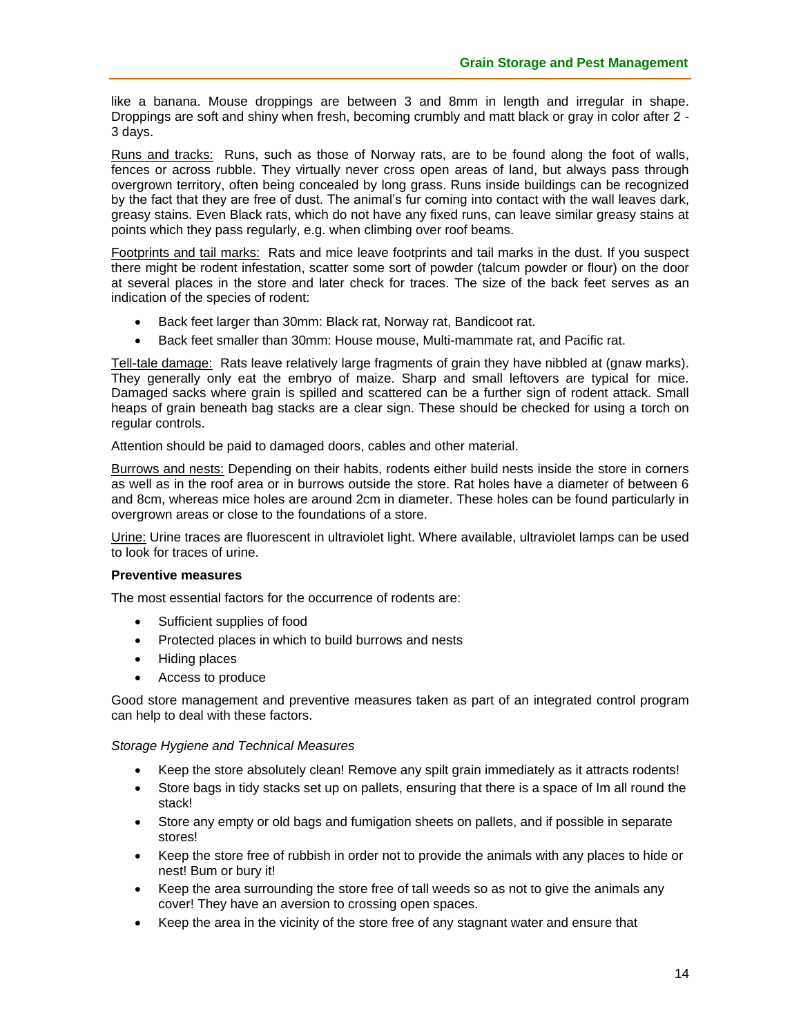like a banana. Mouse droppings are between 3 and 8mm in length and irregular in shape. Droppings are soft and shiny when fresh, becoming crumbly and matt black or gray in color after 2 - 3 days.

Runs and tracks: Runs, such as those of Norway rats, are to be found along the foot of walls, fences or across rubble. They virtually never cross open areas of land, but always pass through overgrown territory, often being concealed by long grass. Runs inside buildings can be recognized by the fact that they are free of dust. The animal's fur coming into contact with the wall leaves dark, greasy stains. Even Black rats, which do not have any fixed runs, can leave similar greasy stains at points which they pass regularly, e.g. when climbing over roof beams.

Footprints and tail marks: Rats and mice leave footprints and tail marks in the dust. If you suspect there might be rodent infestation, scatter some sort of powder (talcum powder or flour) on the door at several places in the store and later check for traces. The size of the back feet serves as an indication of the species of rodent:

- Back feet larger than 30mm: Black rat, Norway rat, Bandicoot rat.
- Back feet smaller than 30mm: House mouse, Multi-mammate rat, and Pacific rat.

Tell-tale damage: Rats leave relatively large fragments of grain they have nibbled at (gnaw marks). They generally only eat the embryo of maize. Sharp and small leftovers are typical for mice. Damaged sacks where grain is spilled and scattered can be a further sign of rodent attack. Small heaps of grain beneath bag stacks are a clear sign. These should be checked for using a torch on regular controls.

Attention should be paid to damaged doors, cables and other material.

Burrows and nests: Depending on their habits, rodents either build nests inside the store in corners as well as in the roof area or in burrows outside the store. Rat holes have a diameter of between 6 and 8cm, whereas mice holes are around 2cm in diameter. These holes can be found particularly in overgrown areas or close to the foundations of a store.

Urine: Urine traces are fluorescent in ultraviolet light. Where available, ultraviolet lamps can be used to look for traces of urine.

**Preventive measures**

The most essential factors for the occurrence of rodents are:

- Sufficient supplies of food
- Protected places in which to build burrows and nests
- Hiding places
- Access to produce

Good store management and preventive measures taken as part of an integrated control program can help to deal with these factors.

*Storage Hygiene and Technical Measures*

- Keep the store absolutely clean! Remove any spilt grain immediately as it attracts rodents!
- Store bags in tidy stacks set up on pallets, ensuring that there is a space of Im all round the stack!
- Store any empty or old bags and fumigation sheets on pallets, and if possible in separate stores!
- Keep the store free of rubbish in order not to provide the animals with any places to hide or nest! Bum or bury it!
- Keep the area surrounding the store free of tall weeds so as not to give the animals any cover! They have an aversion to crossing open spaces.
- Keep the area in the vicinity of the store free of any stagnant water and ensure that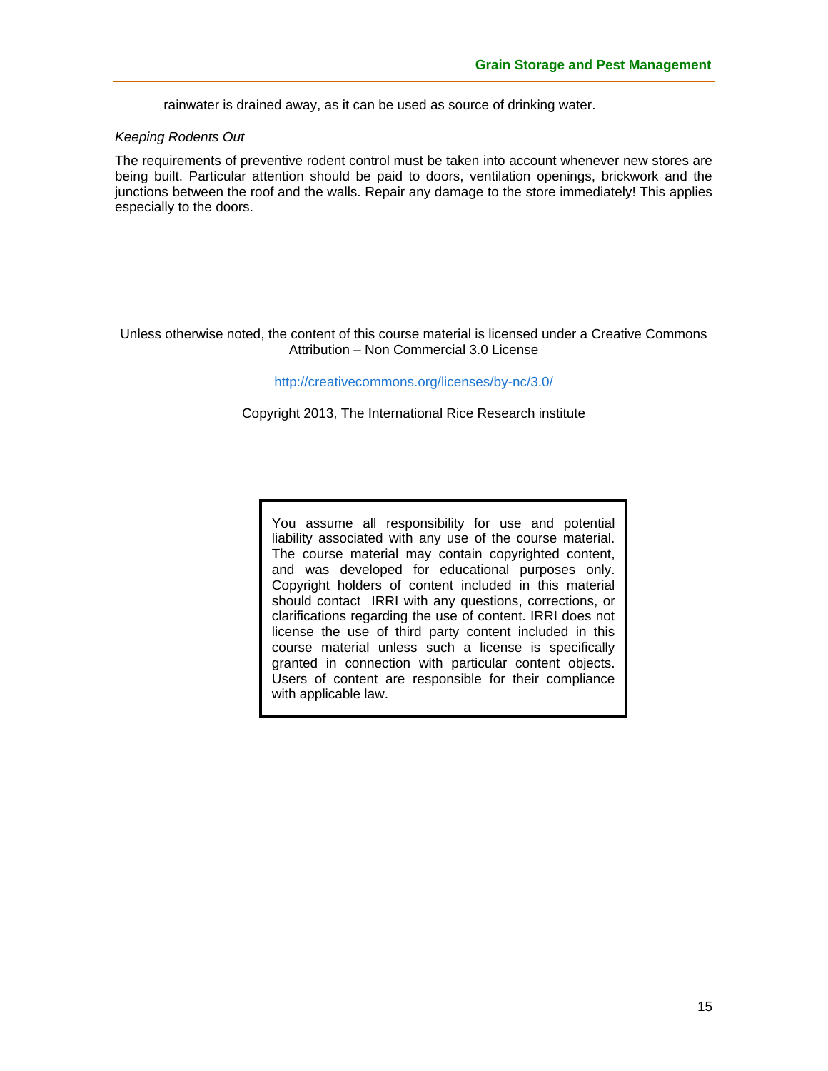rainwater is drained away, as it can be used as source of drinking water.

*Keeping Rodents Out*

The requirements of preventive rodent control must be taken into account whenever new stores are being built. Particular attention should be paid to doors, ventilation openings, brickwork and the junctions between the roof and the walls. Repair any damage to the store immediately! This applies especially to the doors.

Unless otherwise noted, the content of this course material is licensed under a Creative Commons Attribution – Non Commercial 3.0 License

http://creativecommons.org/licenses/by-nc/3.0/

Copyright 2013, The International Rice Research institute

You assume all responsibility for use and potential liability associated with any use of the course material. The course material may contain copyrighted content, and was developed for educational purposes only. Copyright holders of content included in this material should contact IRRI with any questions, corrections, or clarifications regarding the use of content. IRRI does not license the use of third party content included in this course material unless such a license is specifically granted in connection with particular content objects. Users of content are responsible for their compliance with applicable law.